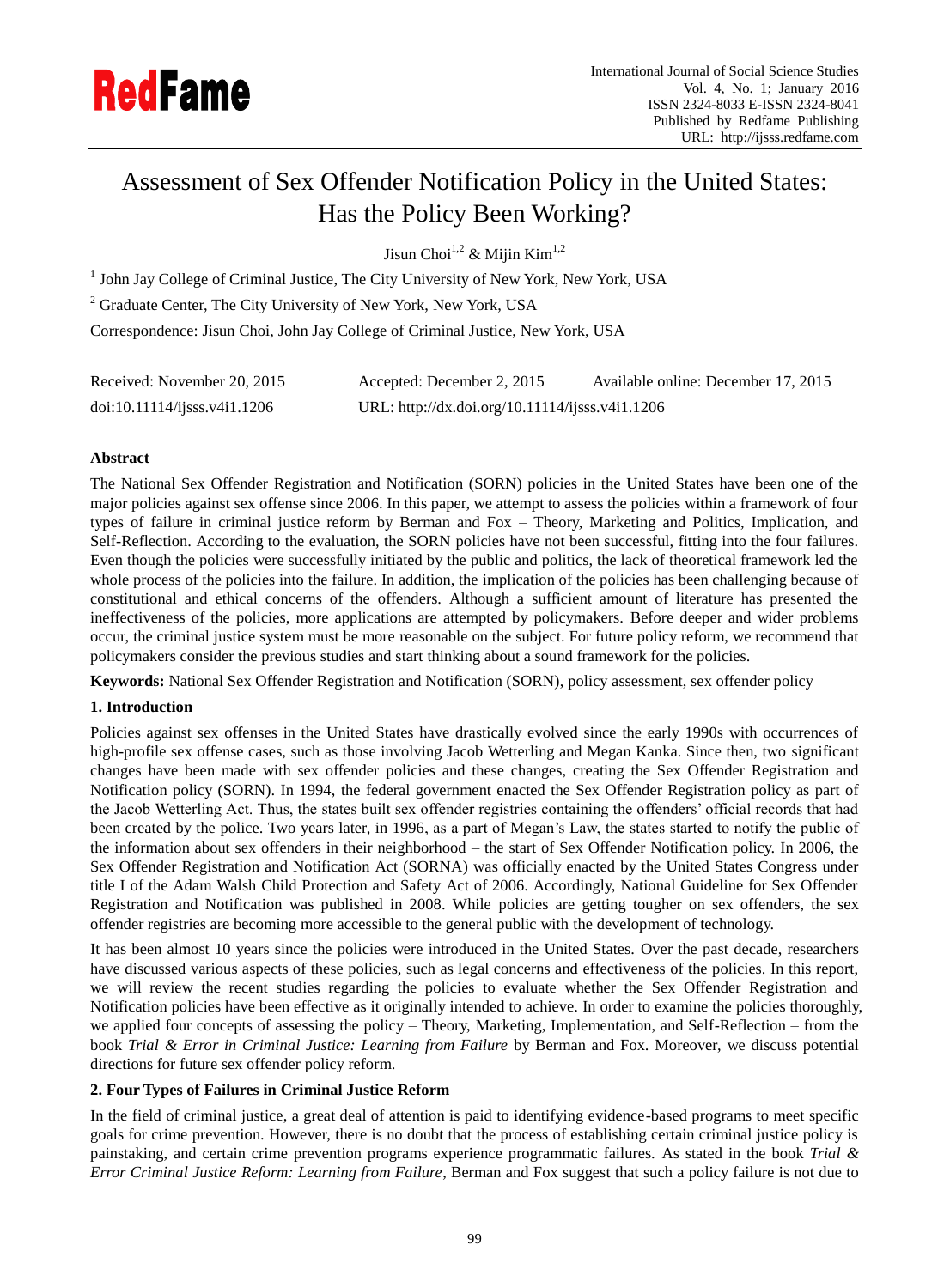# Assessment of Sex Offender Notification Policy in the United States: Has the Policy Been Working?

Jisun Choi[1,2] & Mijin Kim[1,2]

[1] John Jay College of Criminal Justice, The City University of New York, New York, USA

[2] Graduate Center, The City University of New York, New York, USA

Correspondence: Jisun Choi, John Jay College of Criminal Justice, New York, USA

Received: November 20, 2015 Accepted: December 2, 2015 Available online: December 17, 2015

doi:10.11114/ijsss.v4i1.1206 URL: http://dx.doi.org/10.11114/ijsss.v4i1.1206

## Abstract

The National Sex Offender Registration and Notification (SORN) policies in the United States have been one of the major policies against sex offense since 2006. In this paper, we attempt to assess the policies within a framework of four types of failure in criminal justice reform by Berman and Fox – Theory, Marketing and Politics, Implication, and Self-Reflection. According to the evaluation, the SORN policies have not been successful, fitting into the four failures. Even though the policies were successfully initiated by the public and politics, the lack of theoretical framework led the whole process of the policies into the failure. In addition, the implication of the policies has been challenging because of constitutional and ethical concerns of the offenders. Although a sufficient amount of literature has presented the ineffectiveness of the policies, more applications are attempted by policymakers. Before deeper and wider problems occur, the criminal justice system must be more reasonable on the subject. For future policy reform, we recommend that policymakers consider the previous studies and start thinking about a sound framework for the policies.

**Keywords:** National Sex Offender Registration and Notification (SORN), policy assessment, sex offender policy

## 1. Introduction

Policies against sex offenses in the United States have drastically evolved since the early 1990s with occurrences of high-profile sex offense cases, such as those involving Jacob Wetterling and Megan Kanka. Since then, two significant changes have been made with sex offender policies and these changes, creating the Sex Offender Registration and Notification policy (SORN). In 1994, the federal government enacted the Sex Offender Registration policy as part of the Jacob Wetterling Act. Thus, the states built sex offender registries containing the offenders' official records that had been created by the police. Two years later, in 1996, as a part of Megan's Law, the states started to notify the public of the information about sex offenders in their neighborhood – the start of Sex Offender Notification policy. In 2006, the Sex Offender Registration and Notification Act (SORNA) was officially enacted by the United States Congress under title I of the Adam Walsh Child Protection and Safety Act of 2006. Accordingly, National Guideline for Sex Offender Registration and Notification was published in 2008. While policies are getting tougher on sex offenders, the sex offender registries are becoming more accessible to the general public with the development of technology.

It has been almost 10 years since the policies were introduced in the United States. Over the past decade, researchers have discussed various aspects of these policies, such as legal concerns and effectiveness of the policies. In this report, we will review the recent studies regarding the policies to evaluate whether the Sex Offender Registration and Notification policies have been effective as it originally intended to achieve. In order to examine the policies thoroughly, we applied four concepts of assessing the policy – Theory, Marketing, Implementation, and Self-Reflection – from the book *Trial & Error in Criminal Justice: Learning from Failure* by Berman and Fox. Moreover, we discuss potential directions for future sex offender policy reform.

## 2. Four Types of Failures in Criminal Justice Reform

In the field of criminal justice, a great deal of attention is paid to identifying evidence-based programs to meet specific goals for crime prevention. However, there is no doubt that the process of establishing certain criminal justice policy is painstaking, and certain crime prevention programs experience programmatic failures. As stated in the book *Trial & Error Criminal Justice Reform: Learning from Failure*, Berman and Fox suggest that such a policy failure is not due to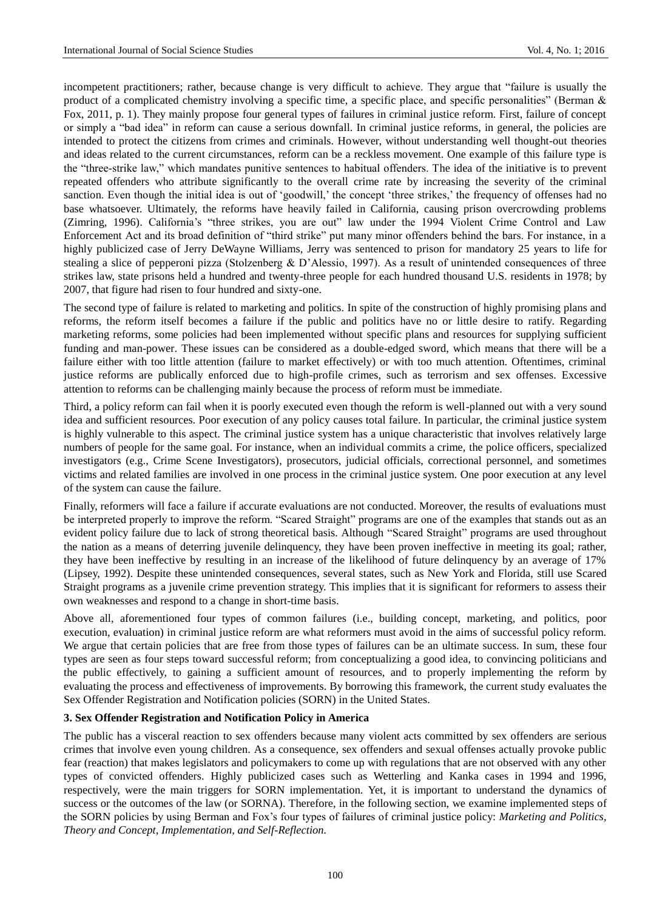incompetent practitioners; rather, because change is very difficult to achieve. They argue that "failure is usually the product of a complicated chemistry involving a specific time, a specific place, and specific personalities" (Berman & Fox, 2011, p. 1). They mainly propose four general types of failures in criminal justice reform. First, failure of concept or simply a "bad idea" in reform can cause a serious downfall. In criminal justice reforms, in general, the policies are intended to protect the citizens from crimes and criminals. However, without understanding well thought-out theories and ideas related to the current circumstances, reform can be a reckless movement. One example of this failure type is the "three-strike law," which mandates punitive sentences to habitual offenders. The idea of the initiative is to prevent repeated offenders who attribute significantly to the overall crime rate by increasing the severity of the criminal sanction. Even though the initial idea is out of 'goodwill,' the concept 'three strikes,' the frequency of offenses had no base whatsoever. Ultimately, the reforms have heavily failed in California, causing prison overcrowding problems (Zimring, 1996). California's "three strikes, you are out" law under the 1994 Violent Crime Control and Law Enforcement Act and its broad definition of "third strike" put many minor offenders behind the bars. For instance, in a highly publicized case of Jerry DeWayne Williams, Jerry was sentenced to prison for mandatory 25 years to life for stealing a slice of pepperoni pizza (Stolzenberg & D'Alessio, 1997). As a result of unintended consequences of three strikes law, state prisons held a hundred and twenty-three people for each hundred thousand U.S. residents in 1978; by 2007, that figure had risen to four hundred and sixty-one.

The second type of failure is related to marketing and politics. In spite of the construction of highly promising plans and reforms, the reform itself becomes a failure if the public and politics have no or little desire to ratify. Regarding marketing reforms, some policies had been implemented without specific plans and resources for supplying sufficient funding and man-power. These issues can be considered as a double-edged sword, which means that there will be a failure either with too little attention (failure to market effectively) or with too much attention. Oftentimes, criminal justice reforms are publically enforced due to high-profile crimes, such as terrorism and sex offenses. Excessive attention to reforms can be challenging mainly because the process of reform must be immediate.

Third, a policy reform can fail when it is poorly executed even though the reform is well-planned out with a very sound idea and sufficient resources. Poor execution of any policy causes total failure. In particular, the criminal justice system is highly vulnerable to this aspect. The criminal justice system has a unique characteristic that involves relatively large numbers of people for the same goal. For instance, when an individual commits a crime, the police officers, specialized investigators (e.g., Crime Scene Investigators), prosecutors, judicial officials, correctional personnel, and sometimes victims and related families are involved in one process in the criminal justice system. One poor execution at any level of the system can cause the failure.

Finally, reformers will face a failure if accurate evaluations are not conducted. Moreover, the results of evaluations must be interpreted properly to improve the reform. "Scared Straight" programs are one of the examples that stands out as an evident policy failure due to lack of strong theoretical basis. Although "Scared Straight" programs are used throughout the nation as a means of deterring juvenile delinquency, they have been proven ineffective in meeting its goal; rather, they have been ineffective by resulting in an increase of the likelihood of future delinquency by an average of 17% (Lipsey, 1992). Despite these unintended consequences, several states, such as New York and Florida, still use Scared Straight programs as a juvenile crime prevention strategy. This implies that it is significant for reformers to assess their own weaknesses and respond to a change in short-time basis.

Above all, aforementioned four types of common failures (i.e., building concept, marketing, and politics, poor execution, evaluation) in criminal justice reform are what reformers must avoid in the aims of successful policy reform. We argue that certain policies that are free from those types of failures can be an ultimate success. In sum, these four types are seen as four steps toward successful reform; from conceptualizing a good idea, to convincing politicians and the public effectively, to gaining a sufficient amount of resources, and to properly implementing the reform by evaluating the process and effectiveness of improvements. By borrowing this framework, the current study evaluates the Sex Offender Registration and Notification policies (SORN) in the United States.

## 3. Sex Offender Registration and Notification Policy in America

The public has a visceral reaction to sex offenders because many violent acts committed by sex offenders are serious crimes that involve even young children. As a consequence, sex offenders and sexual offenses actually provoke public fear (reaction) that makes legislators and policymakers to come up with regulations that are not observed with any other types of convicted offenders. Highly publicized cases such as Wetterling and Kanka cases in 1994 and 1996, respectively, were the main triggers for SORN implementation. Yet, it is important to understand the dynamics of success or the outcomes of the law (or SORNA). Therefore, in the following section, we examine implemented steps of the SORN policies by using Berman and Fox's four types of failures of criminal justice policy: *Marketing and Politics, Theory and Concept, Implementation, and Self-Reflection.*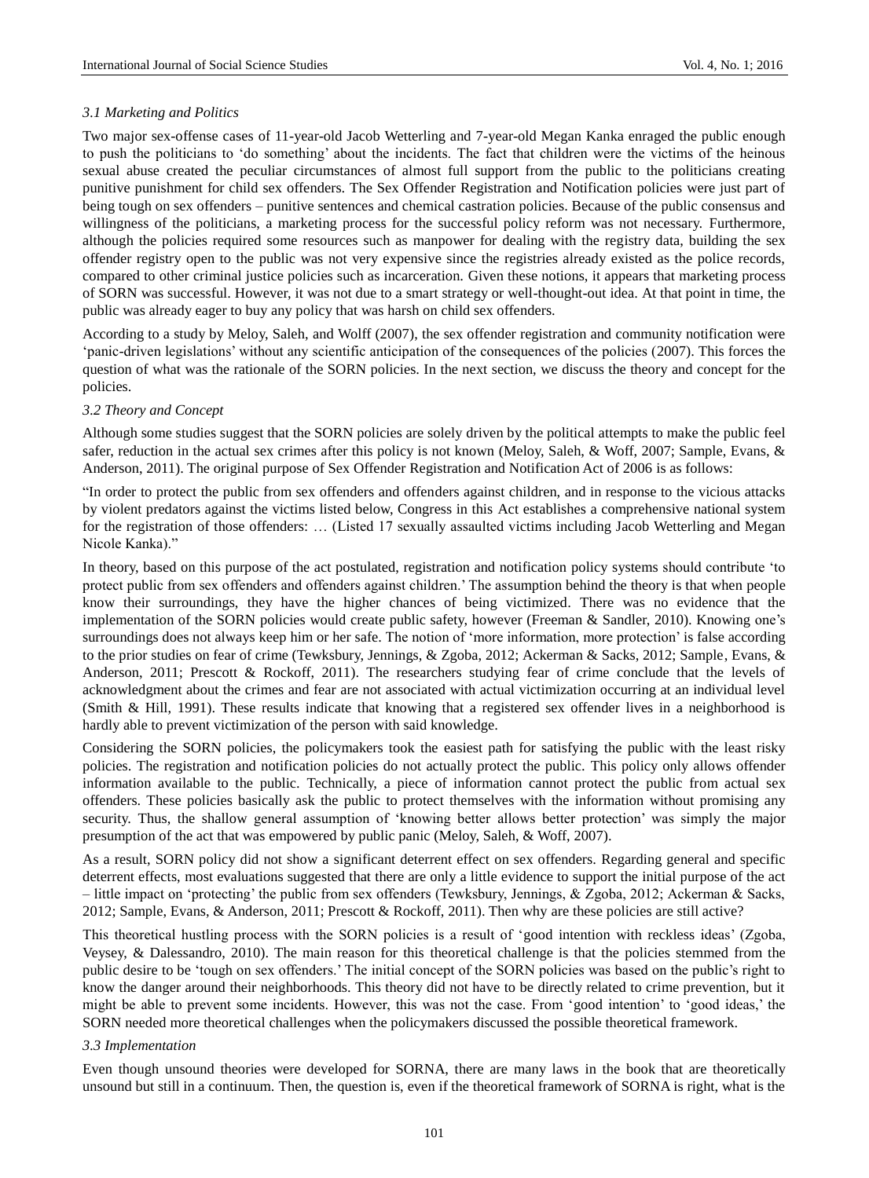### 3.1 Marketing and Politics

Two major sex-offense cases of 11-year-old Jacob Wetterling and 7-year-old Megan Kanka enraged the public enough to push the politicians to 'do something' about the incidents. The fact that children were the victims of the heinous sexual abuse created the peculiar circumstances of almost full support from the public to the politicians creating punitive punishment for child sex offenders. The Sex Offender Registration and Notification policies were just part of being tough on sex offenders – punitive sentences and chemical castration policies. Because of the public consensus and willingness of the politicians, a marketing process for the successful policy reform was not necessary. Furthermore, although the policies required some resources such as manpower for dealing with the registry data, building the sex offender registry open to the public was not very expensive since the registries already existed as the police records, compared to other criminal justice policies such as incarceration. Given these notions, it appears that marketing process of SORN was successful. However, it was not due to a smart strategy or well-thought-out idea. At that point in time, the public was already eager to buy any policy that was harsh on child sex offenders.

According to a study by Meloy, Saleh, and Wolff (2007), the sex offender registration and community notification were 'panic-driven legislations' without any scientific anticipation of the consequences of the policies (2007). This forces the question of what was the rationale of the SORN policies. In the next section, we discuss the theory and concept for the policies.

### 3.2 Theory and Concept

Although some studies suggest that the SORN policies are solely driven by the political attempts to make the public feel safer, reduction in the actual sex crimes after this policy is not known (Meloy, Saleh, & Woff, 2007; Sample, Evans, & Anderson, 2011). The original purpose of Sex Offender Registration and Notification Act of 2006 is as follows:

"In order to protect the public from sex offenders and offenders against children, and in response to the vicious attacks by violent predators against the victims listed below, Congress in this Act establishes a comprehensive national system for the registration of those offenders: … (Listed 17 sexually assaulted victims including Jacob Wetterling and Megan Nicole Kanka)."

In theory, based on this purpose of the act postulated, registration and notification policy systems should contribute 'to protect public from sex offenders and offenders against children.' The assumption behind the theory is that when people know their surroundings, they have the higher chances of being victimized. There was no evidence that the implementation of the SORN policies would create public safety, however (Freeman & Sandler, 2010). Knowing one's surroundings does not always keep him or her safe. The notion of 'more information, more protection' is false according to the prior studies on fear of crime (Tewksbury, Jennings, & Zgoba, 2012; Ackerman & Sacks, 2012; Sample, Evans, & Anderson, 2011; Prescott & Rockoff, 2011). The researchers studying fear of crime conclude that the levels of acknowledgment about the crimes and fear are not associated with actual victimization occurring at an individual level (Smith & Hill, 1991). These results indicate that knowing that a registered sex offender lives in a neighborhood is hardly able to prevent victimization of the person with said knowledge.

Considering the SORN policies, the policymakers took the easiest path for satisfying the public with the least risky policies. The registration and notification policies do not actually protect the public. This policy only allows offender information available to the public. Technically, a piece of information cannot protect the public from actual sex offenders. These policies basically ask the public to protect themselves with the information without promising any security. Thus, the shallow general assumption of 'knowing better allows better protection' was simply the major presumption of the act that was empowered by public panic (Meloy, Saleh, & Woff, 2007).

As a result, SORN policy did not show a significant deterrent effect on sex offenders. Regarding general and specific deterrent effects, most evaluations suggested that there are only a little evidence to support the initial purpose of the act – little impact on 'protecting' the public from sex offenders (Tewksbury, Jennings, & Zgoba, 2012; Ackerman & Sacks, 2012; Sample, Evans, & Anderson, 2011; Prescott & Rockoff, 2011). Then why are these policies are still active?

This theoretical hustling process with the SORN policies is a result of 'good intention with reckless ideas' (Zgoba, Veysey, & Dalessandro, 2010). The main reason for this theoretical challenge is that the policies stemmed from the public desire to be 'tough on sex offenders.' The initial concept of the SORN policies was based on the public's right to know the danger around their neighborhoods. This theory did not have to be directly related to crime prevention, but it might be able to prevent some incidents. However, this was not the case. From 'good intention' to 'good ideas,' the SORN needed more theoretical challenges when the policymakers discussed the possible theoretical framework.

### 3.3 Implementation

Even though unsound theories were developed for SORNA, there are many laws in the book that are theoretically unsound but still in a continuum. Then, the question is, even if the theoretical framework of SORNA is right, what is the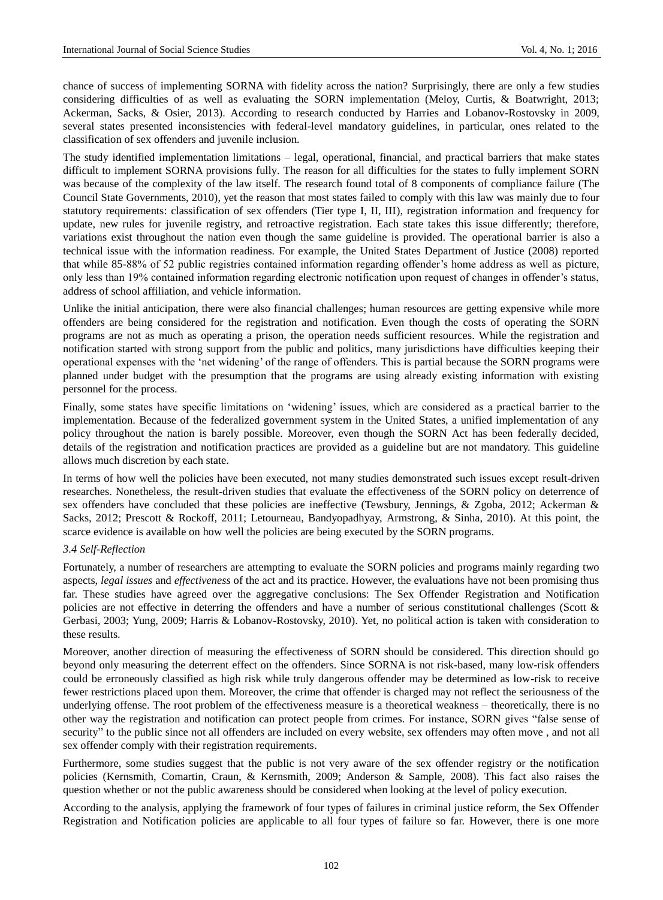chance of success of implementing SORNA with fidelity across the nation? Surprisingly, there are only a few studies considering difficulties of as well as evaluating the SORN implementation (Meloy, Curtis, & Boatwright, 2013; Ackerman, Sacks, & Osier, 2013). According to research conducted by Harries and Lobanov-Rostovsky in 2009, several states presented inconsistencies with federal-level mandatory guidelines, in particular, ones related to the classification of sex offenders and juvenile inclusion.

The study identified implementation limitations – legal, operational, financial, and practical barriers that make states difficult to implement SORNA provisions fully. The reason for all difficulties for the states to fully implement SORN was because of the complexity of the law itself. The research found total of 8 components of compliance failure (The Council State Governments, 2010), yet the reason that most states failed to comply with this law was mainly due to four statutory requirements: classification of sex offenders (Tier type I, II, III), registration information and frequency for update, new rules for juvenile registry, and retroactive registration. Each state takes this issue differently; therefore, variations exist throughout the nation even though the same guideline is provided. The operational barrier is also a technical issue with the information readiness. For example, the United States Department of Justice (2008) reported that while 85-88% of 52 public registries contained information regarding offender's home address as well as picture, only less than 19% contained information regarding electronic notification upon request of changes in offender's status, address of school affiliation, and vehicle information.

Unlike the initial anticipation, there were also financial challenges; human resources are getting expensive while more offenders are being considered for the registration and notification. Even though the costs of operating the SORN programs are not as much as operating a prison, the operation needs sufficient resources. While the registration and notification started with strong support from the public and politics, many jurisdictions have difficulties keeping their operational expenses with the 'net widening' of the range of offenders. This is partial because the SORN programs were planned under budget with the presumption that the programs are using already existing information with existing personnel for the process.

Finally, some states have specific limitations on 'widening' issues, which are considered as a practical barrier to the implementation. Because of the federalized government system in the United States, a unified implementation of any policy throughout the nation is barely possible. Moreover, even though the SORN Act has been federally decided, details of the registration and notification practices are provided as a guideline but are not mandatory. This guideline allows much discretion by each state.

In terms of how well the policies have been executed, not many studies demonstrated such issues except result-driven researches. Nonetheless, the result-driven studies that evaluate the effectiveness of the SORN policy on deterrence of sex offenders have concluded that these policies are ineffective (Tewsbury, Jennings, & Zgoba, 2012; Ackerman & Sacks, 2012; Prescott & Rockoff, 2011; Letourneau, Bandyopadhyay, Armstrong, & Sinha, 2010). At this point, the scarce evidence is available on how well the policies are being executed by the SORN programs.

### *3.4 Self-Reflection*

Fortunately, a number of researchers are attempting to evaluate the SORN policies and programs mainly regarding two aspects, *legal issues* and *effectiveness* of the act and its practice. However, the evaluations have not been promising thus far. These studies have agreed over the aggregative conclusions: The Sex Offender Registration and Notification policies are not effective in deterring the offenders and have a number of serious constitutional challenges (Scott & Gerbasi, 2003; Yung, 2009; Harris & Lobanov-Rostovsky, 2010). Yet, no political action is taken with consideration to these results.

Moreover, another direction of measuring the effectiveness of SORN should be considered. This direction should go beyond only measuring the deterrent effect on the offenders. Since SORNA is not risk-based, many low-risk offenders could be erroneously classified as high risk while truly dangerous offender may be determined as low-risk to receive fewer restrictions placed upon them. Moreover, the crime that offender is charged may not reflect the seriousness of the underlying offense. The root problem of the effectiveness measure is a theoretical weakness – theoretically, there is no other way the registration and notification can protect people from crimes. For instance, SORN gives "false sense of security" to the public since not all offenders are included on every website, sex offenders may often move , and not all sex offender comply with their registration requirements.

Furthermore, some studies suggest that the public is not very aware of the sex offender registry or the notification policies (Kernsmith, Comartin, Craun, & Kernsmith, 2009; Anderson & Sample, 2008). This fact also raises the question whether or not the public awareness should be considered when looking at the level of policy execution.

According to the analysis, applying the framework of four types of failures in criminal justice reform, the Sex Offender Registration and Notification policies are applicable to all four types of failure so far. However, there is one more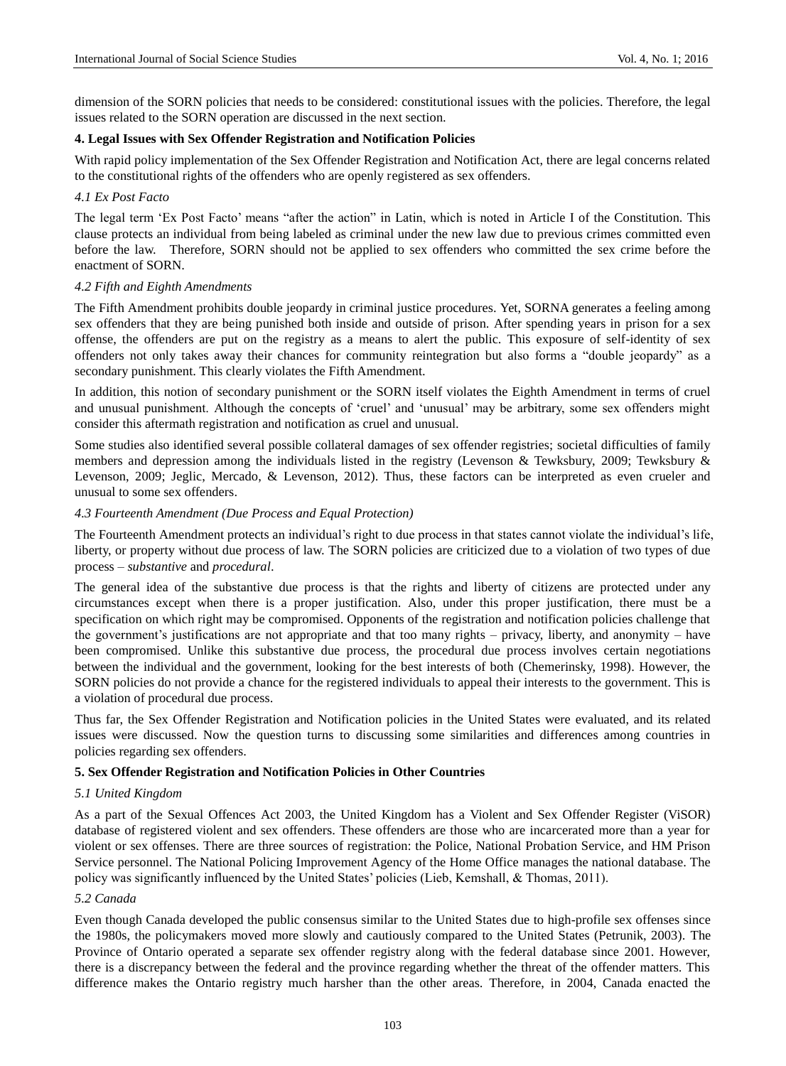dimension of the SORN policies that needs to be considered: constitutional issues with the policies. Therefore, the legal issues related to the SORN operation are discussed in the next section.

## 4. Legal Issues with Sex Offender Registration and Notification Policies

With rapid policy implementation of the Sex Offender Registration and Notification Act, there are legal concerns related to the constitutional rights of the offenders who are openly registered as sex offenders.

### *4.1 Ex Post Facto*

The legal term 'Ex Post Facto' means "after the action" in Latin, which is noted in Article I of the Constitution. This clause protects an individual from being labeled as criminal under the new law due to previous crimes committed even before the law. Therefore, SORN should not be applied to sex offenders who committed the sex crime before the enactment of SORN.

### *4.2 Fifth and Eighth Amendments*

The Fifth Amendment prohibits double jeopardy in criminal justice procedures. Yet, SORNA generates a feeling among sex offenders that they are being punished both inside and outside of prison. After spending years in prison for a sex offense, the offenders are put on the registry as a means to alert the public. This exposure of self-identity of sex offenders not only takes away their chances for community reintegration but also forms a "double jeopardy" as a secondary punishment. This clearly violates the Fifth Amendment.

In addition, this notion of secondary punishment or the SORN itself violates the Eighth Amendment in terms of cruel and unusual punishment. Although the concepts of 'cruel' and 'unusual' may be arbitrary, some sex offenders might consider this aftermath registration and notification as cruel and unusual.

Some studies also identified several possible collateral damages of sex offender registries; societal difficulties of family members and depression among the individuals listed in the registry (Levenson & Tewksbury, 2009; Tewksbury & Levenson, 2009; Jeglic, Mercado, & Levenson, 2012). Thus, these factors can be interpreted as even crueler and unusual to some sex offenders.

### *4.3 Fourteenth Amendment (Due Process and Equal Protection)*

The Fourteenth Amendment protects an individual's right to due process in that states cannot violate the individual's life, liberty, or property without due process of law. The SORN policies are criticized due to a violation of two types of due process – *substantive* and *procedural*.

The general idea of the substantive due process is that the rights and liberty of citizens are protected under any circumstances except when there is a proper justification. Also, under this proper justification, there must be a specification on which right may be compromised. Opponents of the registration and notification policies challenge that the government's justifications are not appropriate and that too many rights – privacy, liberty, and anonymity – have been compromised. Unlike this substantive due process, the procedural due process involves certain negotiations between the individual and the government, looking for the best interests of both (Chemerinsky, 1998). However, the SORN policies do not provide a chance for the registered individuals to appeal their interests to the government. This is a violation of procedural due process.

Thus far, the Sex Offender Registration and Notification policies in the United States were evaluated, and its related issues were discussed. Now the question turns to discussing some similarities and differences among countries in policies regarding sex offenders.

## 5. Sex Offender Registration and Notification Policies in Other Countries

### *5.1 United Kingdom*

As a part of the Sexual Offences Act 2003, the United Kingdom has a Violent and Sex Offender Register (ViSOR) database of registered violent and sex offenders. These offenders are those who are incarcerated more than a year for violent or sex offenses. There are three sources of registration: the Police, National Probation Service, and HM Prison Service personnel. The National Policing Improvement Agency of the Home Office manages the national database. The policy was significantly influenced by the United States' policies (Lieb, Kemshall, & Thomas, 2011).

### *5.2 Canada*

Even though Canada developed the public consensus similar to the United States due to high-profile sex offenses since the 1980s, the policymakers moved more slowly and cautiously compared to the United States (Petrunik, 2003). The Province of Ontario operated a separate sex offender registry along with the federal database since 2001. However, there is a discrepancy between the federal and the province regarding whether the threat of the offender matters. This difference makes the Ontario registry much harsher than the other areas. Therefore, in 2004, Canada enacted the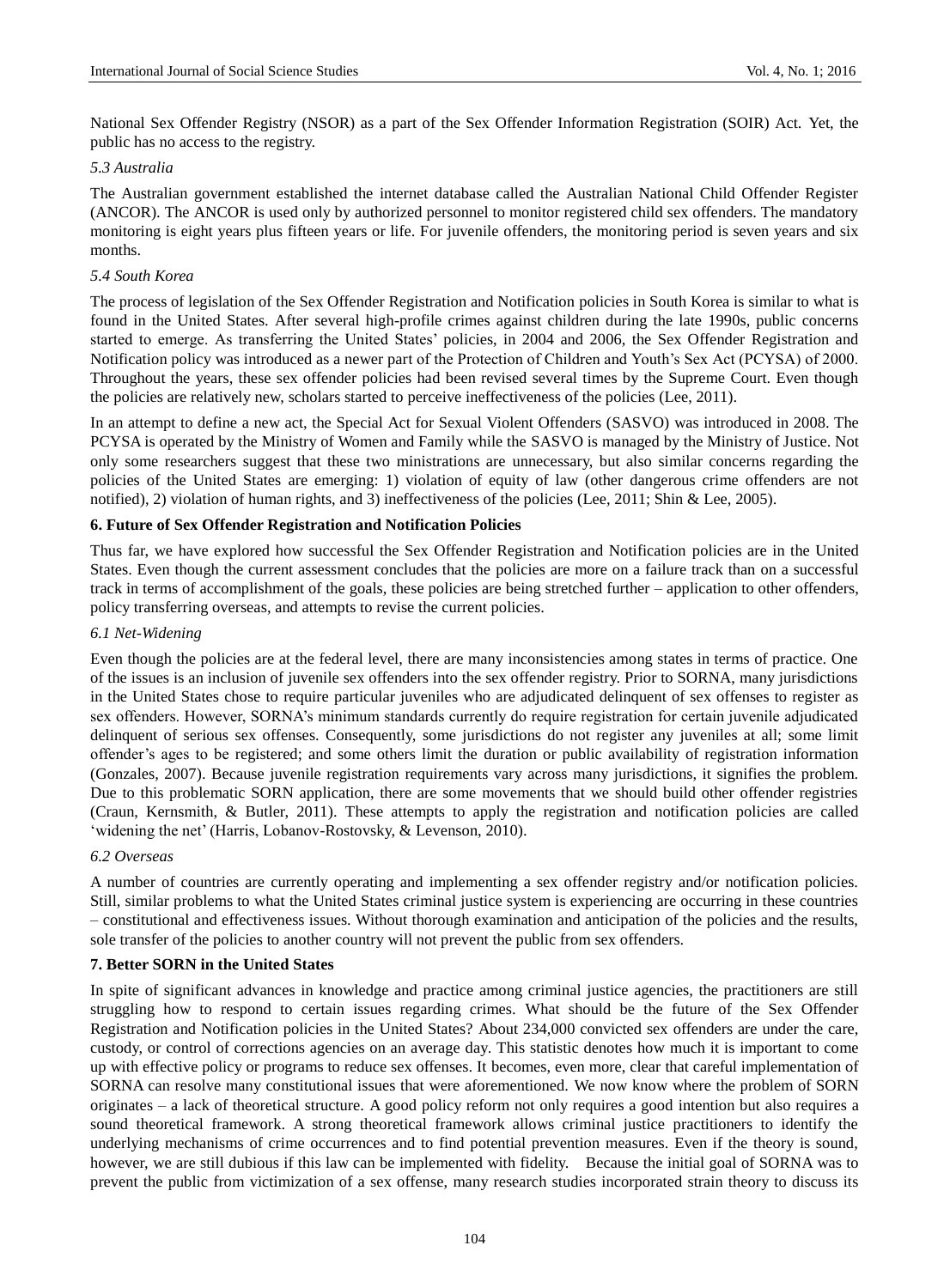National Sex Offender Registry (NSOR) as a part of the Sex Offender Information Registration (SOIR) Act. Yet, the public has no access to the registry.

### *5.3 Australia*

The Australian government established the internet database called the Australian National Child Offender Register (ANCOR). The ANCOR is used only by authorized personnel to monitor registered child sex offenders. The mandatory monitoring is eight years plus fifteen years or life. For juvenile offenders, the monitoring period is seven years and six months.

### *5.4 South Korea*

The process of legislation of the Sex Offender Registration and Notification policies in South Korea is similar to what is found in the United States. After several high-profile crimes against children during the late 1990s, public concerns started to emerge. As transferring the United States' policies, in 2004 and 2006, the Sex Offender Registration and Notification policy was introduced as a newer part of the Protection of Children and Youth's Sex Act (PCYSA) of 2000. Throughout the years, these sex offender policies had been revised several times by the Supreme Court. Even though the policies are relatively new, scholars started to perceive ineffectiveness of the policies (Lee, 2011).

In an attempt to define a new act, the Special Act for Sexual Violent Offenders (SASVO) was introduced in 2008. The PCYSA is operated by the Ministry of Women and Family while the SASVO is managed by the Ministry of Justice. Not only some researchers suggest that these two ministrations are unnecessary, but also similar concerns regarding the policies of the United States are emerging: 1) violation of equity of law (other dangerous crime offenders are not notified), 2) violation of human rights, and 3) ineffectiveness of the policies (Lee, 2011; Shin & Lee, 2005).

## **6. Future of Sex Offender Registration and Notification Policies**

Thus far, we have explored how successful the Sex Offender Registration and Notification policies are in the United States. Even though the current assessment concludes that the policies are more on a failure track than on a successful track in terms of accomplishment of the goals, these policies are being stretched further – application to other offenders, policy transferring overseas, and attempts to revise the current policies.

### *6.1 Net-Widening*

Even though the policies are at the federal level, there are many inconsistencies among states in terms of practice. One of the issues is an inclusion of juvenile sex offenders into the sex offender registry. Prior to SORNA, many jurisdictions in the United States chose to require particular juveniles who are adjudicated delinquent of sex offenses to register as sex offenders. However, SORNA's minimum standards currently do require registration for certain juvenile adjudicated delinquent of serious sex offenses. Consequently, some jurisdictions do not register any juveniles at all; some limit offender's ages to be registered; and some others limit the duration or public availability of registration information (Gonzales, 2007). Because juvenile registration requirements vary across many jurisdictions, it signifies the problem. Due to this problematic SORN application, there are some movements that we should build other offender registries (Craun, Kernsmith, & Butler, 2011). These attempts to apply the registration and notification policies are called 'widening the net' (Harris, Lobanov-Rostovsky, & Levenson, 2010).

### *6.2 Overseas*

A number of countries are currently operating and implementing a sex offender registry and/or notification policies. Still, similar problems to what the United States criminal justice system is experiencing are occurring in these countries – constitutional and effectiveness issues. Without thorough examination and anticipation of the policies and the results, sole transfer of the policies to another country will not prevent the public from sex offenders.

## **7. Better SORN in the United States**

In spite of significant advances in knowledge and practice among criminal justice agencies, the practitioners are still struggling how to respond to certain issues regarding crimes. What should be the future of the Sex Offender Registration and Notification policies in the United States? About 234,000 convicted sex offenders are under the care, custody, or control of corrections agencies on an average day. This statistic denotes how much it is important to come up with effective policy or programs to reduce sex offenses. It becomes, even more, clear that careful implementation of SORNA can resolve many constitutional issues that were aforementioned. We now know where the problem of SORN originates – a lack of theoretical structure. A good policy reform not only requires a good intention but also requires a sound theoretical framework. A strong theoretical framework allows criminal justice practitioners to identify the underlying mechanisms of crime occurrences and to find potential prevention measures. Even if the theory is sound, however, we are still dubious if this law can be implemented with fidelity. Because the initial goal of SORNA was to prevent the public from victimization of a sex offense, many research studies incorporated strain theory to discuss its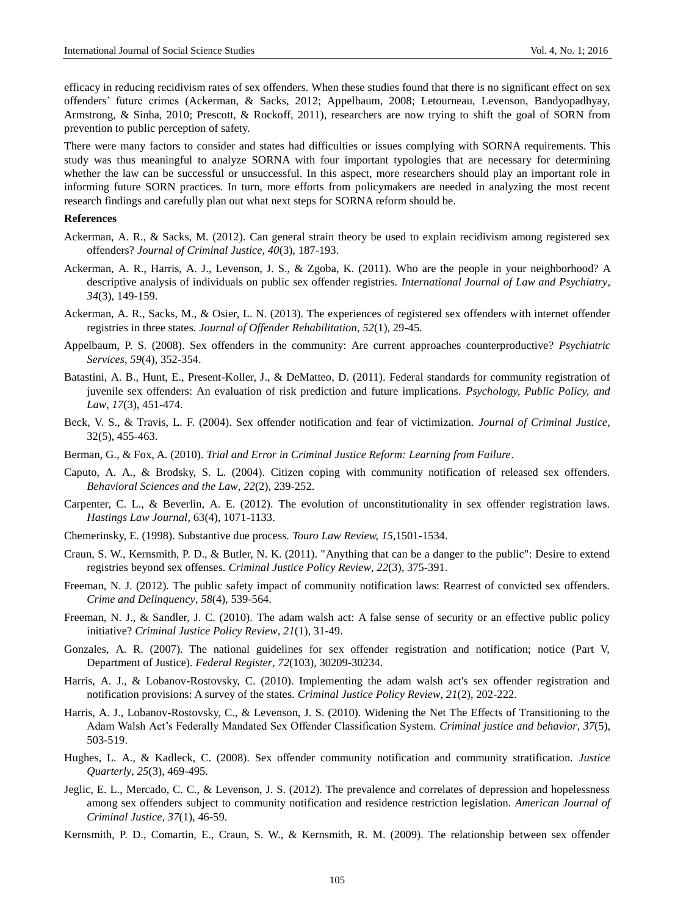efficacy in reducing recidivism rates of sex offenders. When these studies found that there is no significant effect on sex offenders' future crimes (Ackerman, & Sacks, 2012; Appelbaum, 2008; Letourneau, Levenson, Bandyopadhyay, Armstrong, & Sinha, 2010; Prescott, & Rockoff, 2011), researchers are now trying to shift the goal of SORN from prevention to public perception of safety.

There were many factors to consider and states had difficulties or issues complying with SORNA requirements. This study was thus meaningful to analyze SORNA with four important typologies that are necessary for determining whether the law can be successful or unsuccessful. In this aspect, more researchers should play an important role in informing future SORN practices. In turn, more efforts from policymakers are needed in analyzing the most recent research findings and carefully plan out what next steps for SORNA reform should be.

**References**

Ackerman, A. R., & Sacks, M. (2012). Can general strain theory be used to explain recidivism among registered sex offenders? *Journal of Criminal Justice, 40*(3), 187-193.

Ackerman, A. R., Harris, A. J., Levenson, J. S., & Zgoba, K. (2011). Who are the people in your neighborhood? A descriptive analysis of individuals on public sex offender registries. *International Journal of Law and Psychiatry*, *34*(3), 149-159.

Ackerman, A. R., Sacks, M., & Osier, L. N. (2013). The experiences of registered sex offenders with internet offender registries in three states. *Journal of Offender Rehabilitation*, *52*(1), 29-45.

Appelbaum, P. S. (2008). Sex offenders in the community: Are current approaches counterproductive? *Psychiatric Services*, *59*(4), 352-354.

Batastini, A. B., Hunt, E., Present-Koller, J., & DeMatteo, D. (2011). Federal standards for community registration of juvenile sex offenders: An evaluation of risk prediction and future implications. *Psychology, Public Policy, and Law*, *17*(3), 451-474.

Beck, V. S., & Travis, L. F. (2004). Sex offender notification and fear of victimization. *Journal of Criminal Justice*, 32(5), 455-463.

Berman, G., & Fox, A. (2010). *Trial and Error in Criminal Justice Reform: Learning from Failure*.

Caputo, A. A., & Brodsky, S. L. (2004). Citizen coping with community notification of released sex offenders. *Behavioral Sciences and the Law*, *22*(2), 239-252.

Carpenter, C. L., & Beverlin, A. E. (2012). The evolution of unconstitutionality in sex offender registration laws. *Hastings Law Journal*, 63(4), 1071-1133.

Chemerinsky, E. (1998). Substantive due process. *Touro Law Review, 15*,1501-1534.

Craun, S. W., Kernsmith, P. D., & Butler, N. K. (2011). "Anything that can be a danger to the public": Desire to extend registries beyond sex offenses. *Criminal Justice Policy Review*, *22*(3), 375-391.

Freeman, N. J. (2012). The public safety impact of community notification laws: Rearrest of convicted sex offenders. *Crime and Delinquency*, *58*(4), 539-564.

Freeman, N. J., & Sandler, J. C. (2010). The adam walsh act: A false sense of security or an effective public policy initiative? *Criminal Justice Policy Review*, *21*(1), 31-49.

Gonzales, A. R. (2007). The national guidelines for sex offender registration and notification; notice (Part V, Department of Justice). *Federal Register*, *72*(103), 30209-30234.

Harris, A. J., & Lobanov-Rostovsky, C. (2010). Implementing the adam walsh act's sex offender registration and notification provisions: A survey of the states. *Criminal Justice Policy Review*, *21*(2), 202-222.

Harris, A. J., Lobanov-Rostovsky, C., & Levenson, J. S. (2010). Widening the Net The Effects of Transitioning to the Adam Walsh Act's Federally Mandated Sex Offender Classification System. *Criminal justice and behavior*, *37*(5), 503-519.

Hughes, L. A., & Kadleck, C. (2008). Sex offender community notification and community stratification. *Justice Quarterly*, *25*(3), 469-495.

Jeglic, E. L., Mercado, C. C., & Levenson, J. S. (2012). The prevalence and correlates of depression and hopelessness among sex offenders subject to community notification and residence restriction legislation. *American Journal of Criminal Justice*, *37*(1), 46-59.

Kernsmith, P. D., Comartin, E., Craun, S. W., & Kernsmith, R. M. (2009). The relationship between sex offender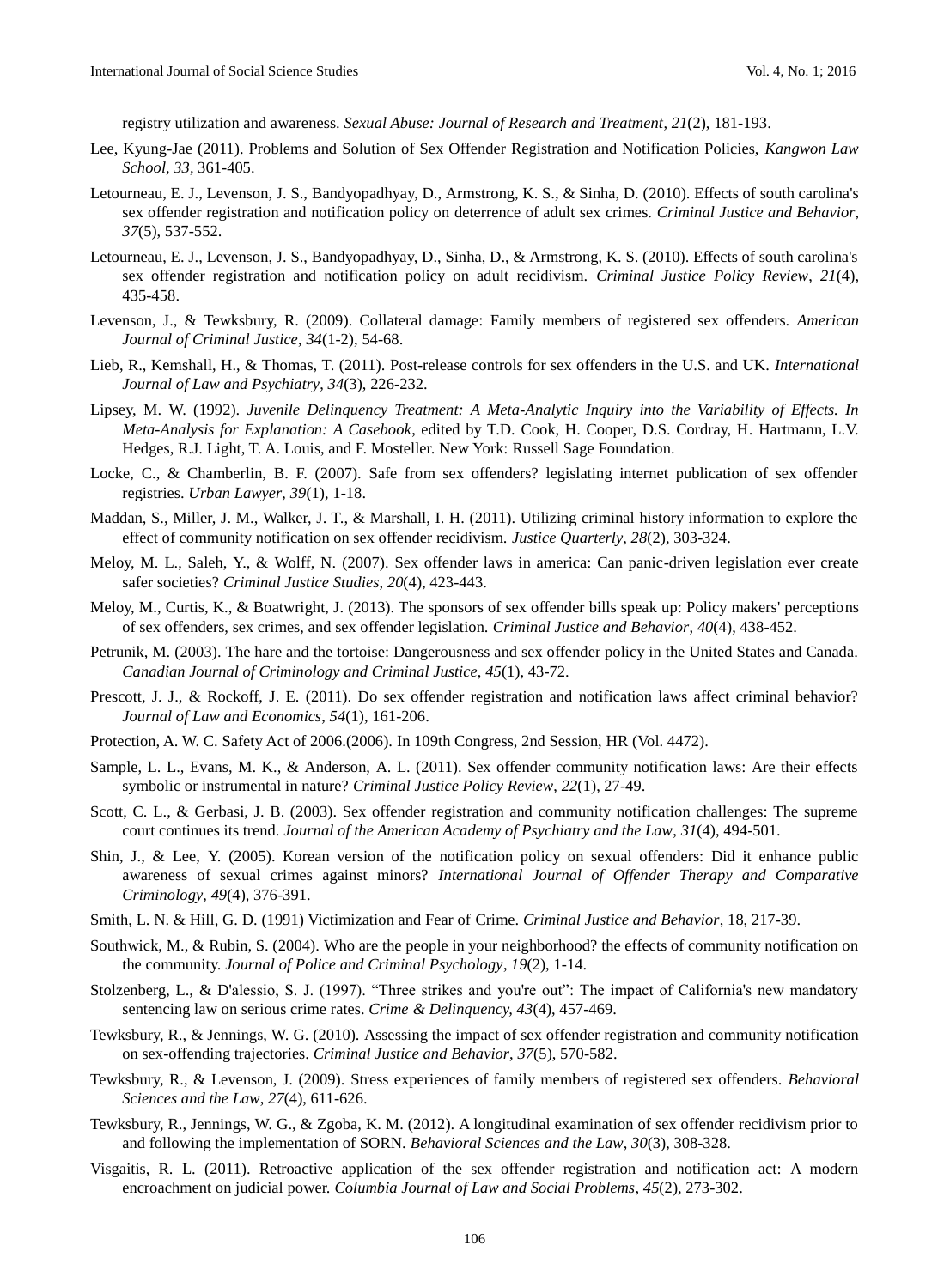registry utilization and awareness. *Sexual Abuse: Journal of Research and Treatment*, *21*(2), 181-193.

Lee, Kyung-Jae (2011). Problems and Solution of Sex Offender Registration and Notification Policies, *Kangwon Law School*, *33*, 361-405.

Letourneau, E. J., Levenson, J. S., Bandyopadhyay, D., Armstrong, K. S., & Sinha, D. (2010). Effects of south carolina's sex offender registration and notification policy on deterrence of adult sex crimes. *Criminal Justice and Behavior*, *37*(5), 537-552.

Letourneau, E. J., Levenson, J. S., Bandyopadhyay, D., Sinha, D., & Armstrong, K. S. (2010). Effects of south carolina's sex offender registration and notification policy on adult recidivism. *Criminal Justice Policy Review*, *21*(4), 435-458.

Levenson, J., & Tewksbury, R. (2009). Collateral damage: Family members of registered sex offenders. *American Journal of Criminal Justice*, *34*(1-2), 54-68.

Lieb, R., Kemshall, H., & Thomas, T. (2011). Post-release controls for sex offenders in the U.S. and UK. *International Journal of Law and Psychiatry*, *34*(3), 226-232.

Lipsey, M. W. (1992). *Juvenile Delinquency Treatment: A Meta-Analytic Inquiry into the Variability of Effects. In Meta-Analysis for Explanation: A Casebook*, edited by T.D. Cook, H. Cooper, D.S. Cordray, H. Hartmann, L.V. Hedges, R.J. Light, T. A. Louis, and F. Mosteller. New York: Russell Sage Foundation.

Locke, C., & Chamberlin, B. F. (2007). Safe from sex offenders? legislating internet publication of sex offender registries. *Urban Lawyer*, *39*(1), 1-18.

Maddan, S., Miller, J. M., Walker, J. T., & Marshall, I. H. (2011). Utilizing criminal history information to explore the effect of community notification on sex offender recidivism. *Justice Quarterly*, *28*(2), 303-324.

Meloy, M. L., Saleh, Y., & Wolff, N. (2007). Sex offender laws in america: Can panic-driven legislation ever create safer societies? *Criminal Justice Studies*, *20*(4), 423-443.

Meloy, M., Curtis, K., & Boatwright, J. (2013). The sponsors of sex offender bills speak up: Policy makers' perceptions of sex offenders, sex crimes, and sex offender legislation. *Criminal Justice and Behavior*, *40*(4), 438-452.

Petrunik, M. (2003). The hare and the tortoise: Dangerousness and sex offender policy in the United States and Canada. *Canadian Journal of Criminology and Criminal Justice*, *45*(1), 43-72.

Prescott, J. J., & Rockoff, J. E. (2011). Do sex offender registration and notification laws affect criminal behavior? *Journal of Law and Economics*, *54*(1), 161-206.

Protection, A. W. C. Safety Act of 2006.(2006). In 109th Congress, 2nd Session, HR (Vol. 4472).

Sample, L. L., Evans, M. K., & Anderson, A. L. (2011). Sex offender community notification laws: Are their effects symbolic or instrumental in nature? *Criminal Justice Policy Review*, *22*(1), 27-49.

Scott, C. L., & Gerbasi, J. B. (2003). Sex offender registration and community notification challenges: The supreme court continues its trend. *Journal of the American Academy of Psychiatry and the Law*, *31*(4), 494-501.

Shin, J., & Lee, Y. (2005). Korean version of the notification policy on sexual offenders: Did it enhance public awareness of sexual crimes against minors? *International Journal of Offender Therapy and Comparative Criminology*, *49*(4), 376-391.

Smith, L. N. & Hill, G. D. (1991) Victimization and Fear of Crime. *Criminal Justice and Behavior*, 18, 217-39.

Southwick, M., & Rubin, S. (2004). Who are the people in your neighborhood? the effects of community notification on the community. *Journal of Police and Criminal Psychology*, *19*(2), 1-14.

Stolzenberg, L., & D'alessio, S. J. (1997). "Three strikes and you're out": The impact of California's new mandatory sentencing law on serious crime rates. *Crime & Delinquency*, *43*(4), 457-469.

Tewksbury, R., & Jennings, W. G. (2010). Assessing the impact of sex offender registration and community notification on sex-offending trajectories. *Criminal Justice and Behavior*, *37*(5), 570-582.

Tewksbury, R., & Levenson, J. (2009). Stress experiences of family members of registered sex offenders. *Behavioral Sciences and the Law*, *27*(4), 611-626.

Tewksbury, R., Jennings, W. G., & Zgoba, K. M. (2012). A longitudinal examination of sex offender recidivism prior to and following the implementation of SORN. *Behavioral Sciences and the Law*, *30*(3), 308-328.

Visgaitis, R. L. (2011). Retroactive application of the sex offender registration and notification act: A modern encroachment on judicial power. *Columbia Journal of Law and Social Problems*, *45*(2), 273-302.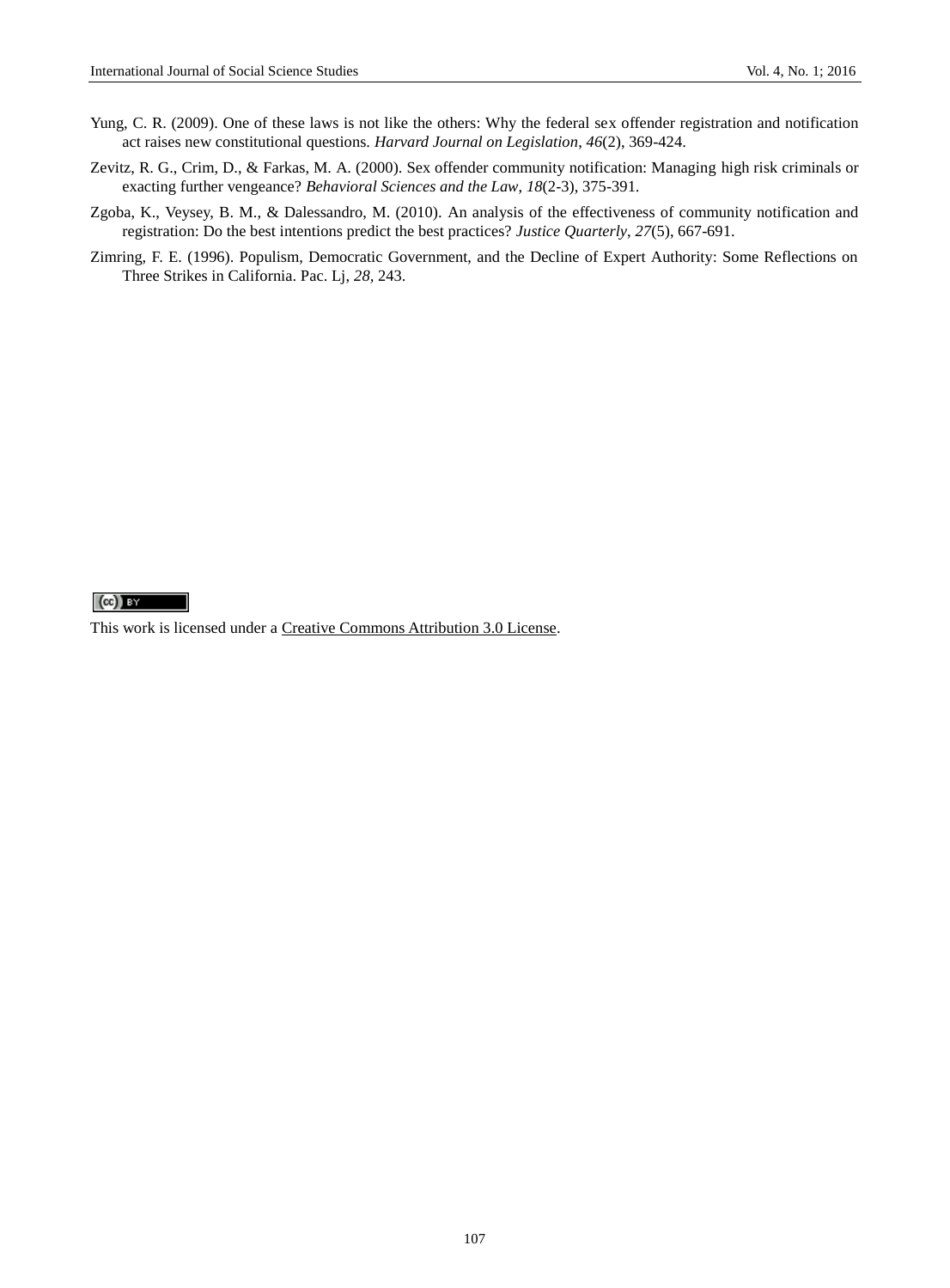Yung, C. R. (2009). One of these laws is not like the others: Why the federal sex offender registration and notification act raises new constitutional questions. *Harvard Journal on Legislation*, *46*(2), 369-424.

Zevitz, R. G., Crim, D., & Farkas, M. A. (2000). Sex offender community notification: Managing high risk criminals or exacting further vengeance? *Behavioral Sciences and the Law*, *18*(2-3), 375-391.

Zgoba, K., Veysey, B. M., & Dalessandro, M. (2010). An analysis of the effectiveness of community notification and registration: Do the best intentions predict the best practices? *Justice Quarterly*, *27*(5), 667-691.

Zimring, F. E. (1996). Populism, Democratic Government, and the Decline of Expert Authority: Some Reflections on Three Strikes in California. Pac. Lj, *28*, 243.

This work is licensed under a Creative Commons Attribution 3.0 License.